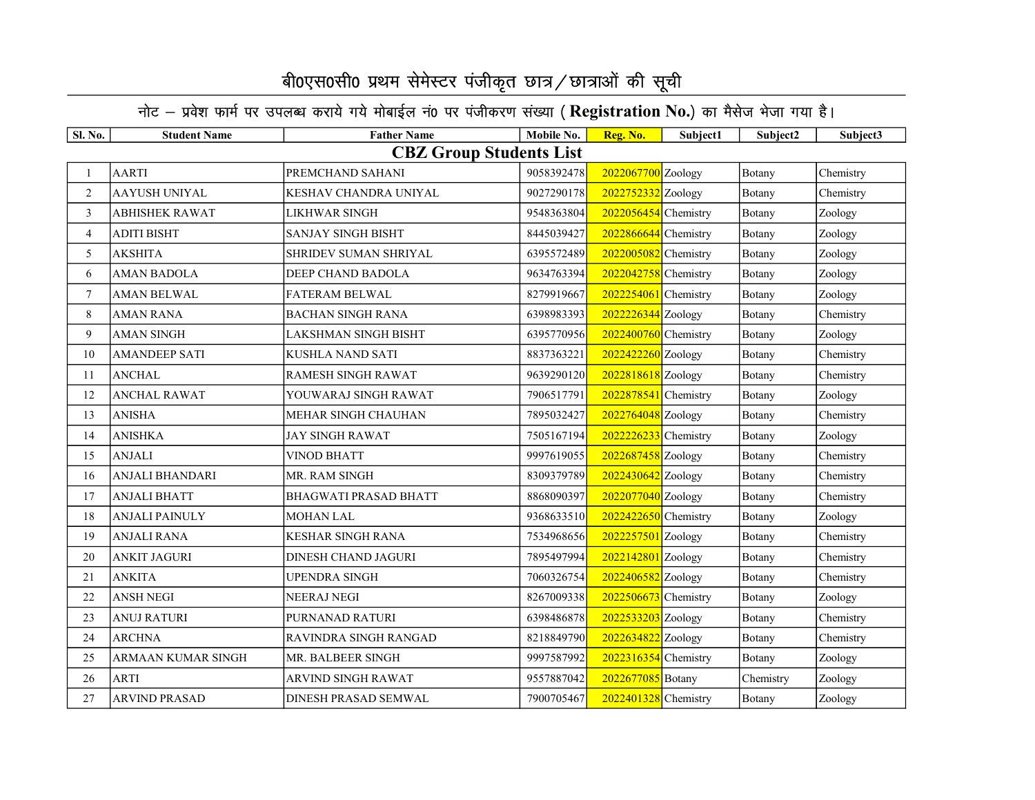# बी0एस0सी0 प्रथम सेमेस्टर पंजीकृत छात्र/छात्राओं की सूची

नोट – प्रवेश फार्म पर उपलब्ध कराये गये मोबाईल नं0 पर पंजीकरण संख्या ( **Registration No.**) का मैसेज भेजा गया है।

## CBZ Group Students List

| Sl. No. | Student Name | Father Name | Mobile No. | Reg. No. | Subject1 | Subject2 | Subject3 |
|---|---|---|---|---|---|---|---|
| 1 | AARTI | PREMCHAND SAHANI | 9058392478 | 2022067700 | Zoology | Botany | Chemistry |
| 2 | AAYUSH UNIYAL | KESHAV CHANDRA UNIYAL | 9027290178 | 2022752332 | Zoology | Botany | Chemistry |
| 3 | ABHISHEK RAWAT | LIKHWAR SINGH | 9548363804 | 2022056454 | Chemistry | Botany | Zoology |
| 4 | ADITI BISHT | SANJAY SINGH BISHT | 8445039427 | 2022866644 | Chemistry | Botany | Zoology |
| 5 | AKSHITA | SHRIDEV SUMAN SHRIYAL | 6395572489 | 2022005082 | Chemistry | Botany | Zoology |
| 6 | AMAN BADOLA | DEEP CHAND BADOLA | 9634763394 | 2022042758 | Chemistry | Botany | Zoology |
| 7 | AMAN BELWAL | FATERAM BELWAL | 8279919667 | 2022254061 | Chemistry | Botany | Zoology |
| 8 | AMAN RANA | BACHAN SINGH RANA | 6398983393 | 2022226344 | Zoology | Botany | Chemistry |
| 9 | AMAN SINGH | LAKSHMAN SINGH BISHT | 6395770956 | 2022400760 | Chemistry | Botany | Zoology |
| 10 | AMANDEEP SATI | KUSHLA NAND SATI | 8837363221 | 2022422260 | Zoology | Botany | Chemistry |
| 11 | ANCHAL | RAMESH SINGH RAWAT | 9639290120 | 2022818618 | Zoology | Botany | Chemistry |
| 12 | ANCHAL RAWAT | YOUWARAJ SINGH RAWAT | 7906517791 | 2022878541 | Chemistry | Botany | Zoology |
| 13 | ANISHA | MEHAR SINGH CHAUHAN | 7895032427 | 2022764048 | Zoology | Botany | Chemistry |
| 14 | ANISHKA | JAY SINGH RAWAT | 7505167194 | 2022226233 | Chemistry | Botany | Zoology |
| 15 | ANJALI | VINOD BHATT | 9997619055 | 2022687458 | Zoology | Botany | Chemistry |
| 16 | ANJALI BHANDARI | MR. RAM SINGH | 8309379789 | 2022430642 | Zoology | Botany | Chemistry |
| 17 | ANJALI BHATT | BHAGWATI PRASAD BHATT | 8868090397 | 2022077040 | Zoology | Botany | Chemistry |
| 18 | ANJALI PAINULY | MOHAN LAL | 9368633510 | 2022422650 | Chemistry | Botany | Zoology |
| 19 | ANJALI RANA | KESHAR SINGH RANA | 7534968656 | 2022257501 | Zoology | Botany | Chemistry |
| 20 | ANKIT JAGURI | DINESH CHAND JAGURI | 7895497994 | 2022142801 | Zoology | Botany | Chemistry |
| 21 | ANKITA | UPENDRA SINGH | 7060326754 | 2022406582 | Zoology | Botany | Chemistry |
| 22 | ANSH NEGI | NEERAJ NEGI | 8267009338 | 2022506673 | Chemistry | Botany | Zoology |
| 23 | ANUJ RATURI | PURNANAD RATURI | 6398486878 | 2022533203 | Zoology | Botany | Chemistry |
| 24 | ARCHNA | RAVINDRA SINGH RANGAD | 8218849790 | 2022634822 | Zoology | Botany | Chemistry |
| 25 | ARMAAN KUMAR SINGH | MR. BALBEER SINGH | 9997587992 | 2022316354 | Chemistry | Botany | Zoology |
| 26 | ARTI | ARVIND SINGH RAWAT | 9557887042 | 2022677085 | Botany | Chemistry | Zoology |
| 27 | ARVIND PRASAD | DINESH PRASAD SEMWAL | 7900705467 | 2022401328 | Chemistry | Botany | Zoology |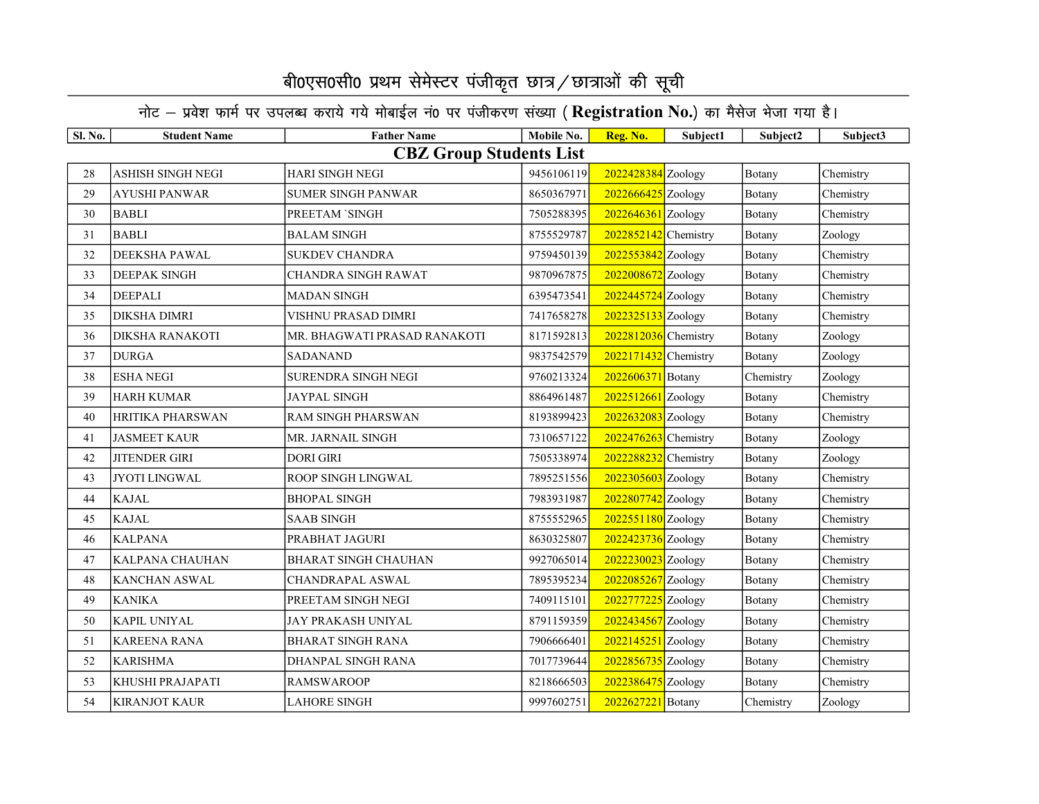# बी0एस0सी0 प्रथम सेमेस्टर पंजीकृत छात्र/छात्राओं की सूची

नोट – प्रवेश फार्म पर उपलब्ध कराये गये मोबाईल नं0 पर पंजीकरण संख्या ( **Registration No.**) का मैसेज भेजा गया है।

| Sl. No. | Student Name | Father Name | Mobile No. | Reg. No. | Subject1 | Subject2 | Subject3 |
|---|---|---|---|---|---|---|---|
| **CBZ Group Students List** | | | | | | | |
| 28 | ASHISH SINGH NEGI | HARI SINGH NEGI | 9456106119 | 2022428384 | Zoology | Botany | Chemistry |
| 29 | AYUSHI PANWAR | SUMER SINGH PANWAR | 8650367971 | 2022666425 | Zoology | Botany | Chemistry |
| 30 | BABLI | PREETAM `SINGH | 7505288395 | 2022646361 | Zoology | Botany | Chemistry |
| 31 | BABLI | BALAM SINGH | 8755529787 | 2022852142 | Chemistry | Botany | Zoology |
| 32 | DEEKSHA PAWAL | SUKDEV CHANDRA | 9759450139 | 2022553842 | Zoology | Botany | Chemistry |
| 33 | DEEPAK SINGH | CHANDRA SINGH RAWAT | 9870967875 | 2022008672 | Zoology | Botany | Chemistry |
| 34 | DEEPALI | MADAN SINGH | 6395473541 | 2022445724 | Zoology | Botany | Chemistry |
| 35 | DIKSHA DIMRI | VISHNU PRASAD DIMRI | 7417658278 | 2022325133 | Zoology | Botany | Chemistry |
| 36 | DIKSHA RANAKOTI | MR. BHAGWATI PRASAD RANAKOTI | 8171592813 | 2022812036 | Chemistry | Botany | Zoology |
| 37 | DURGA | SADANAND | 9837542579 | 2022171432 | Chemistry | Botany | Zoology |
| 38 | ESHA NEGI | SURENDRA SINGH NEGI | 9760213324 | 2022606371 | Botany | Chemistry | Zoology |
| 39 | HARH KUMAR | JAYPAL SINGH | 8864961487 | 2022512661 | Zoology | Botany | Chemistry |
| 40 | HRITIKA PHARSWAN | RAM SINGH PHARSWAN | 8193899423 | 2022632083 | Zoology | Botany | Chemistry |
| 41 | JASMEET KAUR | MR. JARNAIL SINGH | 7310657122 | 2022476263 | Chemistry | Botany | Zoology |
| 42 | JITENDER GIRI | DORI GIRI | 7505338974 | 2022288232 | Chemistry | Botany | Zoology |
| 43 | JYOTI LINGWAL | ROOP SINGH LINGWAL | 7895251556 | 2022305603 | Zoology | Botany | Chemistry |
| 44 | KAJAL | BHOPAL SINGH | 7983931987 | 2022807742 | Zoology | Botany | Chemistry |
| 45 | KAJAL | SAAB SINGH | 8755552965 | 2022551180 | Zoology | Botany | Chemistry |
| 46 | KALPANA | PRABHAT JAGURI | 8630325807 | 2022423736 | Zoology | Botany | Chemistry |
| 47 | KALPANA CHAUHAN | BHARAT SINGH CHAUHAN | 9927065014 | 2022230023 | Zoology | Botany | Chemistry |
| 48 | KANCHAN ASWAL | CHANDRAPAL ASWAL | 7895395234 | 2022085267 | Zoology | Botany | Chemistry |
| 49 | KANIKA | PREETAM SINGH NEGI | 7409115101 | 2022777225 | Zoology | Botany | Chemistry |
| 50 | KAPIL UNIYAL | JAY PRAKASH UNIYAL | 8791159359 | 2022434567 | Zoology | Botany | Chemistry |
| 51 | KAREENA RANA | BHARAT SINGH RANA | 7906666401 | 2022145251 | Zoology | Botany | Chemistry |
| 52 | KARISHMA | DHANPAL SINGH RANA | 7017739644 | 2022856735 | Zoology | Botany | Chemistry |
| 53 | KHUSHI PRAJAPATI | RAMSWAROOP | 8218666503 | 2022386475 | Zoology | Botany | Chemistry |
| 54 | KIRANJOT KAUR | LAHORE SINGH | 9997602751 | 2022627221 | Botany | Chemistry | Zoology |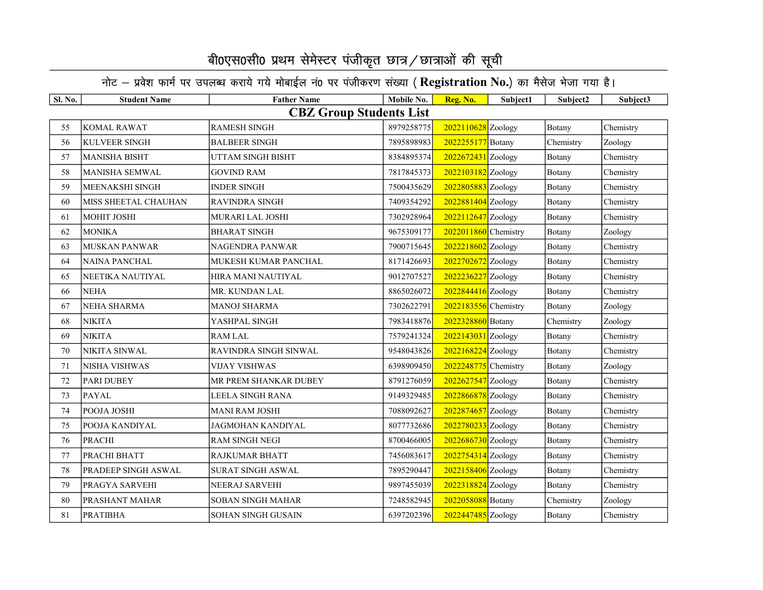# बी0एस0सी0 प्रथम सेमेस्टर पंजीकृत छात्र/छात्राओं की सूची

नोट – प्रवेश फार्म पर उपलब्ध कराये गये मोबाईल नं0 पर पंजीकरण संख्या ( **Registration No.**) का मैसेज भेजा गया है।

| Sl. No. | Student Name | Father Name | Mobile No. | Reg. No. | Subject1 | Subject2 | Subject3 |
|---|---|---|---|---|---|---|---|
| **CBZ Group Students List** | | | | | | | |
| 55 | KOMAL RAWAT | RAMESH SINGH | 8979258775 | 2022110628 | Zoology | Botany | Chemistry |
| 56 | KULVEER SINGH | BALBEER SINGH | 7895898983 | 2022255177 | Botany | Chemistry | Zoology |
| 57 | MANISHA BISHT | UTTAM SINGH BISHT | 8384895374 | 2022672431 | Zoology | Botany | Chemistry |
| 58 | MANISHA SEMWAL | GOVIND RAM | 7817845373 | 2022103182 | Zoology | Botany | Chemistry |
| 59 | MEENAKSHI SINGH | INDER SINGH | 7500435629 | 2022805883 | Zoology | Botany | Chemistry |
| 60 | MISS SHEETAL CHAUHAN | RAVINDRA SINGH | 7409354292 | 2022881404 | Zoology | Botany | Chemistry |
| 61 | MOHIT JOSHI | MURARI LAL JOSHI | 7302928964 | 2022112647 | Zoology | Botany | Chemistry |
| 62 | MONIKA | BHARAT SINGH | 9675309177 | 2022011860 | Chemistry | Botany | Zoology |
| 63 | MUSKAN PANWAR | NAGENDRA PANWAR | 7900715645 | 2022218602 | Zoology | Botany | Chemistry |
| 64 | NAINA PANCHAL | MUKESH KUMAR PANCHAL | 8171426693 | 2022702672 | Zoology | Botany | Chemistry |
| 65 | NEETIKA NAUTIYAL | HIRA MANI NAUTIYAL | 9012707527 | 2022236227 | Zoology | Botany | Chemistry |
| 66 | NEHA | MR. KUNDAN LAL | 8865026072 | 2022844416 | Zoology | Botany | Chemistry |
| 67 | NEHA SHARMA | MANOJ SHARMA | 7302622791 | 2022183556 | Chemistry | Botany | Zoology |
| 68 | NIKITA | YASHPAL SINGH | 7983418876 | 2022328860 | Botany | Chemistry | Zoology |
| 69 | NIKITA | RAM LAL | 7579241324 | 2022143031 | Zoology | Botany | Chemistry |
| 70 | NIKITA SINWAL | RAVINDRA SINGH SINWAL | 9548043826 | 2022168224 | Zoology | Botany | Chemistry |
| 71 | NISHA VISHWAS | VIJAY VISHWAS | 6398909450 | 2022248775 | Chemistry | Botany | Zoology |
| 72 | PARI DUBEY | MR PREM SHANKAR DUBEY | 8791276059 | 2022627547 | Zoology | Botany | Chemistry |
| 73 | PAYAL | LEELA SINGH RANA | 9149329485 | 2022866878 | Zoology | Botany | Chemistry |
| 74 | POOJA JOSHI | MANI RAM JOSHI | 7088092627 | 2022874657 | Zoology | Botany | Chemistry |
| 75 | POOJA KANDIYAL | JAGMOHAN KANDIYAL | 8077732686 | 2022780233 | Zoology | Botany | Chemistry |
| 76 | PRACHI | RAM SINGH NEGI | 8700466005 | 2022686730 | Zoology | Botany | Chemistry |
| 77 | PRACHI BHATT | RAJKUMAR BHATT | 7456083617 | 2022754314 | Zoology | Botany | Chemistry |
| 78 | PRADEEP SINGH ASWAL | SURAT SINGH ASWAL | 7895290447 | 2022158406 | Zoology | Botany | Chemistry |
| 79 | PRAGYA SARVEHI | NEERAJ SARVEHI | 9897455039 | 2022318824 | Zoology | Botany | Chemistry |
| 80 | PRASHANT MAHAR | SOBAN SINGH MAHAR | 7248582945 | 2022058088 | Botany | Chemistry | Zoology |
| 81 | PRATIBHA | SOHAN SINGH GUSAIN | 6397202396 | 2022447485 | Zoology | Botany | Chemistry |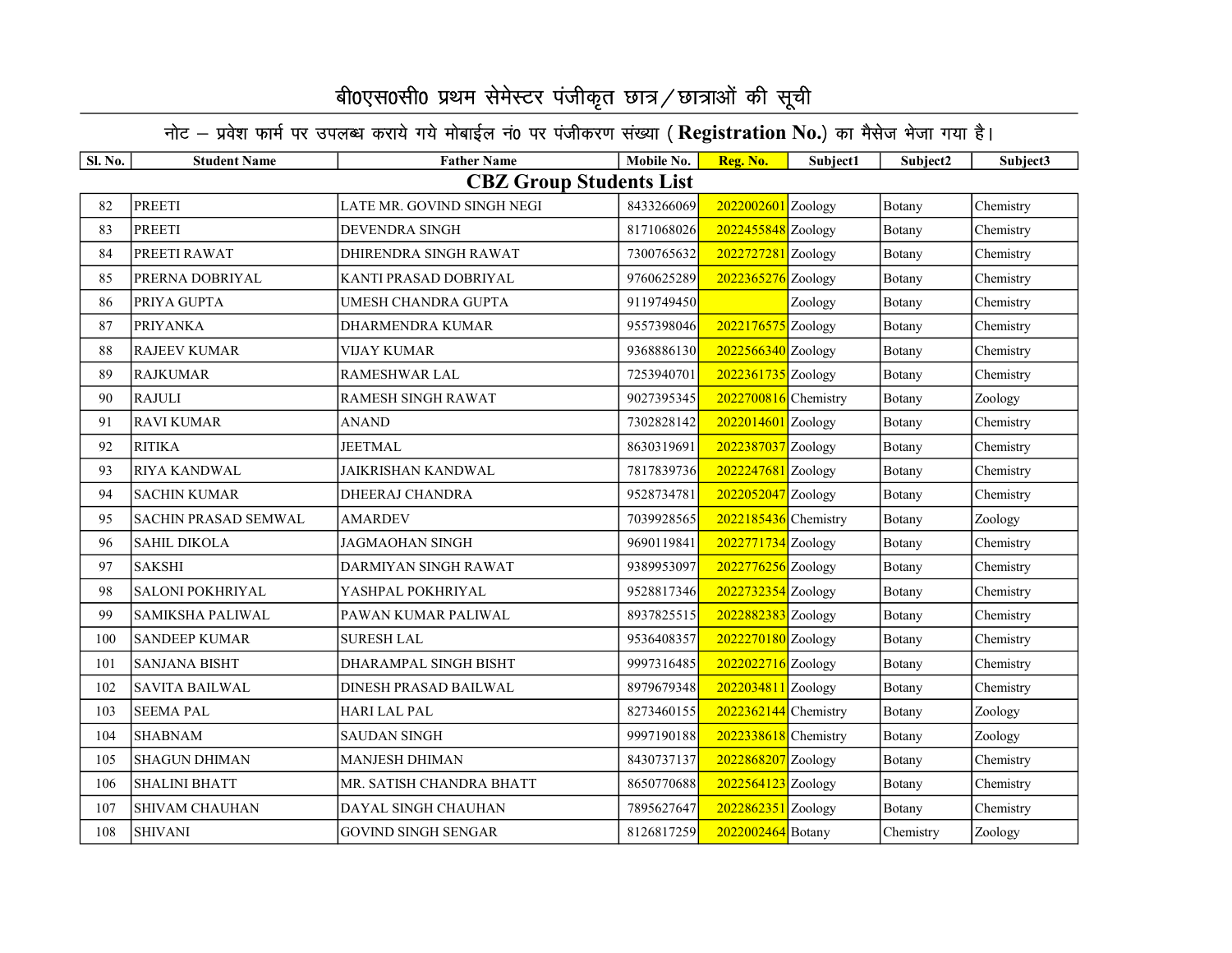# बी0एस0सी0 प्रथम सेमेस्टर पंजीकृत छात्र/छात्राओं की सूची

नोट – प्रवेश फार्म पर उपलब्ध कराये गये मोबाईल नं0 पर पंजीकरण संख्या ( **Registration No.**) का मैसेज भेजा गया है।

| Sl. No. | Student Name | Father Name | Mobile No. | Reg. No. | Subject1 | Subject2 | Subject3 |
|---|---|---|---|---|---|---|---|
| **CBZ Group Students List** | | | | | | | |
| 82 | PREETI | LATE MR. GOVIND SINGH NEGI | 8433266069 | 2022002601 | Zoology | Botany | Chemistry |
| 83 | PREETI | DEVENDRA SINGH | 8171068026 | 2022455848 | Zoology | Botany | Chemistry |
| 84 | PREETI RAWAT | DHIRENDRA SINGH RAWAT | 7300765632 | 2022727281 | Zoology | Botany | Chemistry |
| 85 | PRERNA DOBRIYAL | KANTI PRASAD DOBRIYAL | 9760625289 | 2022365276 | Zoology | Botany | Chemistry |
| 86 | PRIYA GUPTA | UMESH CHANDRA GUPTA | 9119749450 | | Zoology | Botany | Chemistry |
| 87 | PRIYANKA | DHARMENDRA KUMAR | 9557398046 | 2022176575 | Zoology | Botany | Chemistry |
| 88 | RAJEEV KUMAR | VIJAY KUMAR | 9368886130 | 2022566340 | Zoology | Botany | Chemistry |
| 89 | RAJKUMAR | RAMESHWAR LAL | 7253940701 | 2022361735 | Zoology | Botany | Chemistry |
| 90 | RAJULI | RAMESH SINGH RAWAT | 9027395345 | 2022700816 | Chemistry | Botany | Zoology |
| 91 | RAVI KUMAR | ANAND | 7302828142 | 2022014601 | Zoology | Botany | Chemistry |
| 92 | RITIKA | JEETMAL | 8630319691 | 2022387037 | Zoology | Botany | Chemistry |
| 93 | RIYA KANDWAL | JAIKRISHAN KANDWAL | 7817839736 | 2022247681 | Zoology | Botany | Chemistry |
| 94 | SACHIN KUMAR | DHEERAJ CHANDRA | 9528734781 | 2022052047 | Zoology | Botany | Chemistry |
| 95 | SACHIN PRASAD SEMWAL | AMARDEV | 7039928565 | 2022185436 | Chemistry | Botany | Zoology |
| 96 | SAHIL DIKOLA | JAGMAOHAN SINGH | 9690119841 | 2022771734 | Zoology | Botany | Chemistry |
| 97 | SAKSHI | DARMIYAN SINGH RAWAT | 9389953097 | 2022776256 | Zoology | Botany | Chemistry |
| 98 | SALONI POKHRIYAL | YASHPAL POKHRIYAL | 9528817346 | 2022732354 | Zoology | Botany | Chemistry |
| 99 | SAMIKSHA PALIWAL | PAWAN KUMAR PALIWAL | 8937825515 | 2022882383 | Zoology | Botany | Chemistry |
| 100 | SANDEEP KUMAR | SURESH LAL | 9536408357 | 2022270180 | Zoology | Botany | Chemistry |
| 101 | SANJANA BISHT | DHARAMPAL SINGH BISHT | 9997316485 | 2022022716 | Zoology | Botany | Chemistry |
| 102 | SAVITA BAILWAL | DINESH PRASAD BAILWAL | 8979679348 | 2022034811 | Zoology | Botany | Chemistry |
| 103 | SEEMA PAL | HARI LAL PAL | 8273460155 | 2022362144 | Chemistry | Botany | Zoology |
| 104 | SHABNAM | SAUDAN SINGH | 9997190188 | 2022338618 | Chemistry | Botany | Zoology |
| 105 | SHAGUN DHIMAN | MANJESH DHIMAN | 8430737137 | 2022868207 | Zoology | Botany | Chemistry |
| 106 | SHALINI BHATT | MR. SATISH CHANDRA BHATT | 8650770688 | 2022564123 | Zoology | Botany | Chemistry |
| 107 | SHIVAM CHAUHAN | DAYAL SINGH CHAUHAN | 7895627647 | 2022862351 | Zoology | Botany | Chemistry |
| 108 | SHIVANI | GOVIND SINGH SENGAR | 8126817259 | 2022002464 | Botany | Chemistry | Zoology |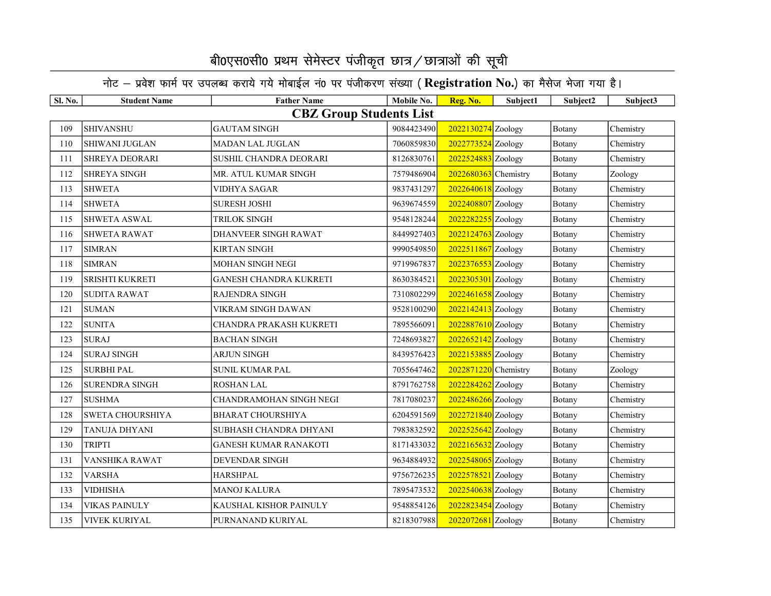# बी0एस0सी0 प्रथम सेमेस्टर पंजीकृत छात्र/छात्राओं की सूची

नोट – प्रवेश फार्म पर उपलब्ध कराये गये मोबाईल नं0 पर पंजीकरण संख्या ( **Registration No.**) का मैसेज भेजा गया है।

| Sl. No. | Student Name | Father Name | Mobile No. | Reg. No. | Subject1 | Subject2 | Subject3 |
|---|---|---|---|---|---|---|---|
| **CBZ Group Students List** | | | | | | | |
| 109 | SHIVANSHU | GAUTAM SINGH | 9084423490 | 2022130274 | Zoology | Botany | Chemistry |
| 110 | SHIWANI JUGLAN | MADAN LAL JUGLAN | 7060859830 | 2022773524 | Zoology | Botany | Chemistry |
| 111 | SHREYA DEORARI | SUSHIL CHANDRA DEORARI | 8126830761 | 2022524883 | Zoology | Botany | Chemistry |
| 112 | SHREYA SINGH | MR. ATUL KUMAR SINGH | 7579486904 | 2022680363 | Chemistry | Botany | Zoology |
| 113 | SHWETA | VIDHYA SAGAR | 9837431297 | 2022640618 | Zoology | Botany | Chemistry |
| 114 | SHWETA | SURESH JOSHI | 9639674559 | 2022408807 | Zoology | Botany | Chemistry |
| 115 | SHWETA ASWAL | TRILOK SINGH | 9548128244 | 2022282255 | Zoology | Botany | Chemistry |
| 116 | SHWETA RAWAT | DHANVEER SINGH RAWAT | 8449927403 | 2022124763 | Zoology | Botany | Chemistry |
| 117 | SIMRAN | KIRTAN SINGH | 9990549850 | 2022511867 | Zoology | Botany | Chemistry |
| 118 | SIMRAN | MOHAN SINGH NEGI | 9719967837 | 2022376553 | Zoology | Botany | Chemistry |
| 119 | SRISHTI KUKRETI | GANESH CHANDRA KUKRETI | 8630384521 | 2022305301 | Zoology | Botany | Chemistry |
| 120 | SUDITA RAWAT | RAJENDRA SINGH | 7310802299 | 2022461658 | Zoology | Botany | Chemistry |
| 121 | SUMAN | VIKRAM SINGH DAWAN | 9528100290 | 2022142413 | Zoology | Botany | Chemistry |
| 122 | SUNITA | CHANDRA PRAKASH KUKRETI | 7895566091 | 2022887610 | Zoology | Botany | Chemistry |
| 123 | SURAJ | BACHAN SINGH | 7248693827 | 2022652142 | Zoology | Botany | Chemistry |
| 124 | SURAJ SINGH | ARJUN SINGH | 8439576423 | 2022153885 | Zoology | Botany | Chemistry |
| 125 | SURBHI PAL | SUNIL KUMAR PAL | 7055647462 | 2022871220 | Chemistry | Botany | Zoology |
| 126 | SURENDRA SINGH | ROSHAN LAL | 8791762758 | 2022284262 | Zoology | Botany | Chemistry |
| 127 | SUSHMA | CHANDRAMOHAN SINGH NEGI | 7817080237 | 2022486266 | Zoology | Botany | Chemistry |
| 128 | SWETA CHOURSHIYA | BHARAT CHOURSHIYA | 6204591569 | 2022721840 | Zoology | Botany | Chemistry |
| 129 | TANUJA DHYANI | SUBHASH CHANDRA DHYANI | 7983832592 | 2022525642 | Zoology | Botany | Chemistry |
| 130 | TRIPTI | GANESH KUMAR RANAKOTI | 8171433032 | 2022165632 | Zoology | Botany | Chemistry |
| 131 | VANSHIKA RAWAT | DEVENDAR SINGH | 9634884932 | 2022548065 | Zoology | Botany | Chemistry |
| 132 | VARSHA | HARSHPAL | 9756726235 | 2022578521 | Zoology | Botany | Chemistry |
| 133 | VIDHISHA | MANOJ KALURA | 7895473532 | 2022540638 | Zoology | Botany | Chemistry |
| 134 | VIKAS PAINULY | KAUSHAL KISHOR PAINULY | 9548854126 | 2022823454 | Zoology | Botany | Chemistry |
| 135 | VIVEK KURIYAL | PURNANAND KURIYAL | 8218307988 | 2022072681 | Zoology | Botany | Chemistry |